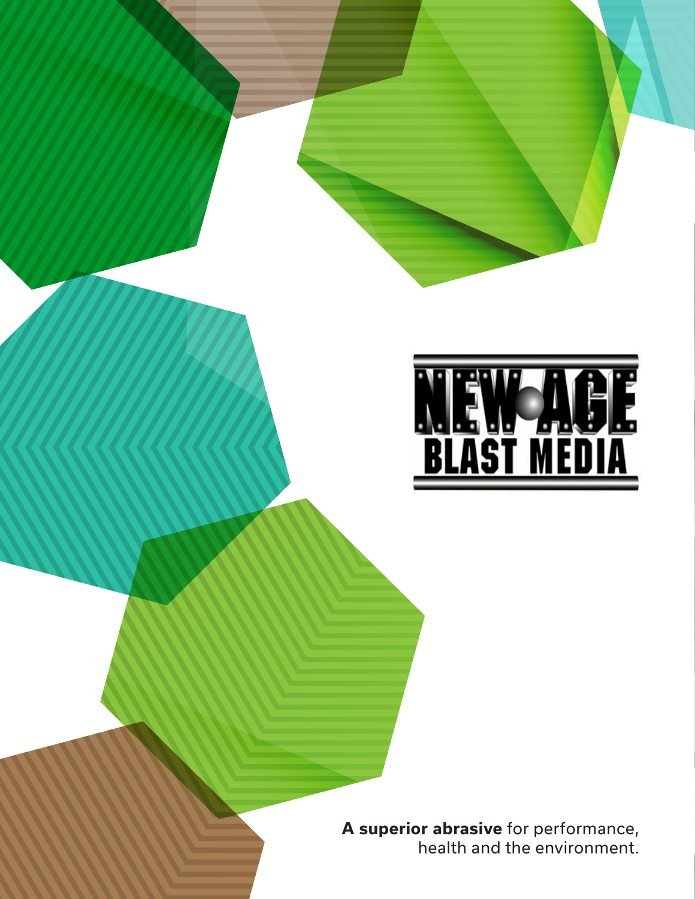NEW AGE BLAST MEDIA

**A superior abrasive** for performance, health and the environment.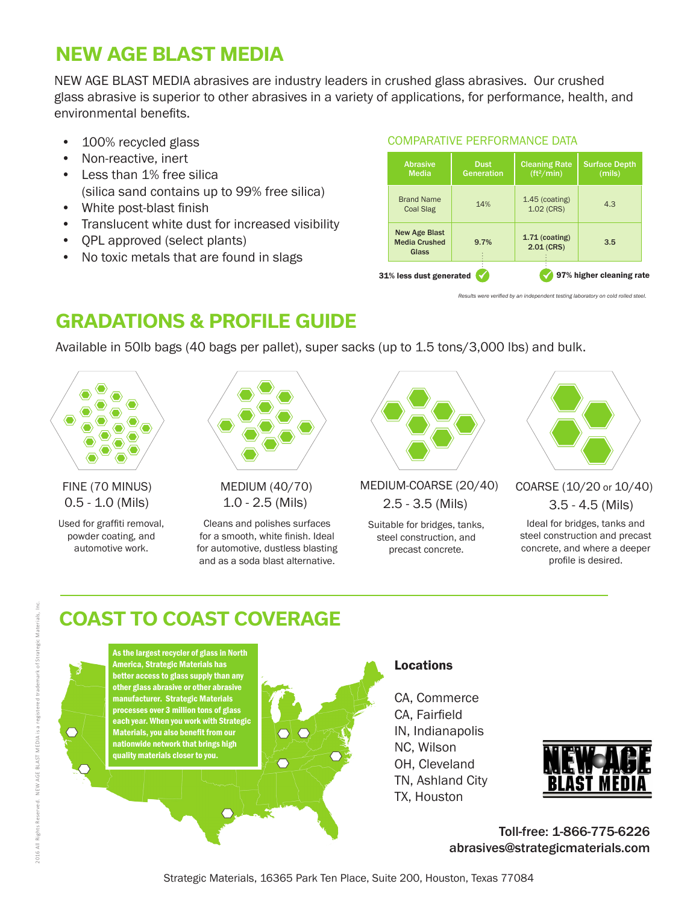# NEW AGE BLAST MEDIA

NEW AGE BLAST MEDIA abrasives are industry leaders in crushed glass abrasives. Our crushed glass abrasive is superior to other abrasives in a variety of applications, for performance, health, and environmental benefits.

- 100% recycled glass
- Non-reactive, inert
- Less than 1% free silica
  (silica sand contains up to 99% free silica)
- White post-blast finish
- Translucent white dust for increased visibility
- QPL approved (select plants)
- No toxic metals that are found in slags

### COMPARATIVE PERFORMANCE DATA

| Abrasive Media | Dust Generation | Cleaning Rate ($ft^2$/min) | Surface Depth (mils) |
|---|---|---|---|
| Brand Name Coal Slag | 14% | 1.45 (coating) 1.02 (CRS) | 4.3 |
| **New Age Blast Media Crushed Glass** | **9.7%** | **1.71 (coating) 2.01 (CRS)** | **3.5** |

**31% less dust generated** ✓ **97% higher cleaning rate** ✓

*Results were verified by an independent testing laboratory on cold rolled steel.*

# GRADATIONS & PROFILE GUIDE

Available in 50lb bags (40 bags per pallet), super sacks (up to 1.5 tons/3,000 lbs) and bulk.

**FINE (70 MINUS)**
0.5 - 1.0 (Mils)

Used for graffiti removal, powder coating, and automotive work.

**MEDIUM (40/70)**
1.0 - 2.5 (Mils)

Cleans and polishes surfaces for a smooth, white finish. Ideal for automotive, dustless blasting and as a soda blast alternative.

**MEDIUM-COARSE (20/40)**
2.5 - 3.5 (Mils)

Suitable for bridges, tanks, steel construction, and precast concrete.

**COARSE (10/20 or 10/40)**
3.5 - 4.5 (Mils)

Ideal for bridges, tanks and steel construction and precast concrete, and where a deeper profile is desired.

# COAST TO COAST COVERAGE

**As the largest recycler of glass in North America, Strategic Materials has better access to glass supply than any other glass abrasive or other abrasive manufacturer. Strategic Materials processes over 3 million tons of glass each year. When you work with Strategic Materials, you also benefit from our nationwide network that brings high quality materials closer to you.**

### Locations

CA, Commerce
CA, Fairfield
IN, Indianapolis
NC, Wilson
OH, Cleveland
TN, Ashland City
TX, Houston

NEW AGE BLAST MEDIA

Toll-free: 1-866-775-6226
abrasives@strategicmaterials.com

Strategic Materials, 16365 Park Ten Place, Suite 200, Houston, Texas 77084

2016 All Rights Reserved. NEW AGE BLAST MEDIA is a registered trademark of Strategic Materials, Inc.